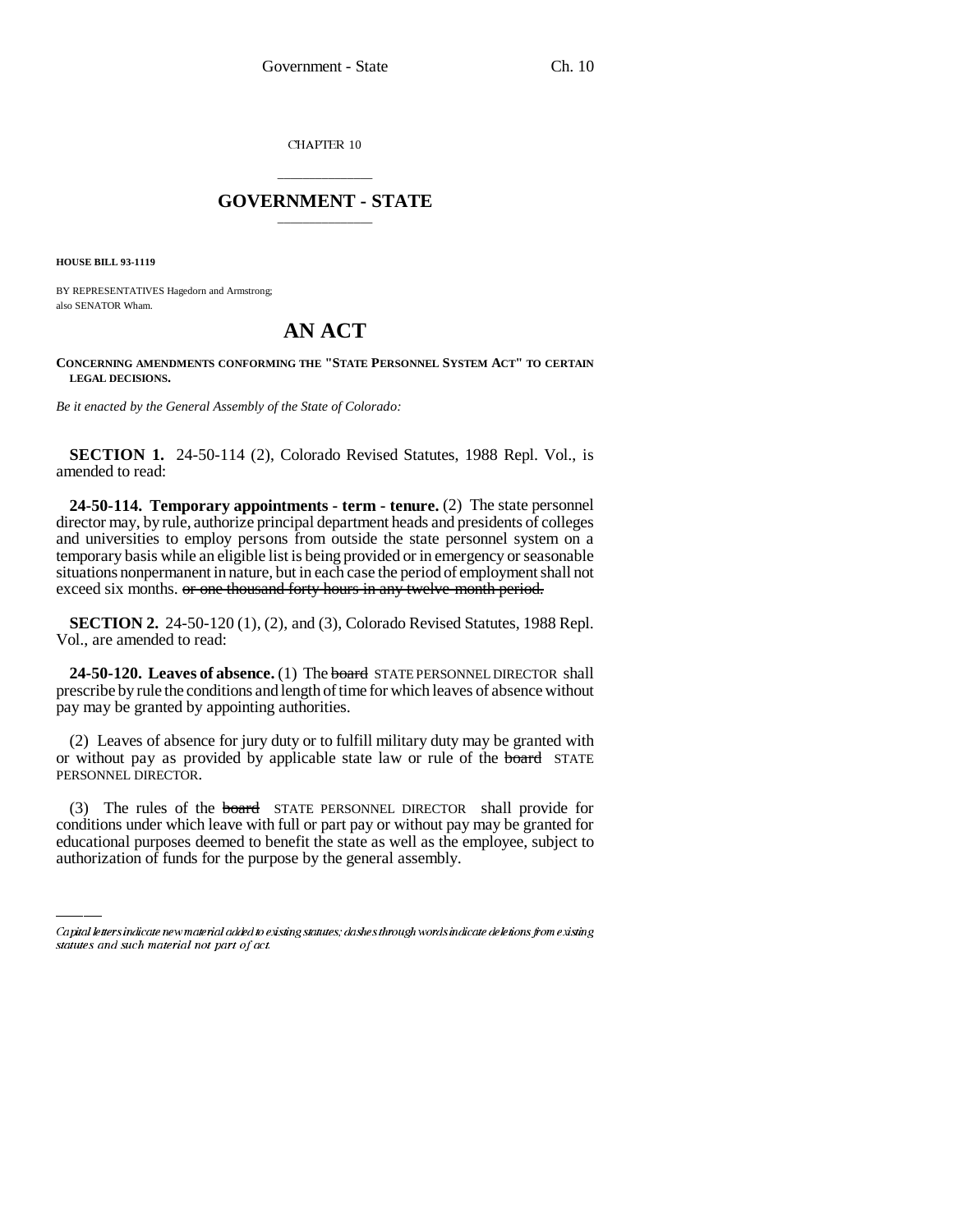CHAPTER 10

# GOVERNMENT - STATE

**HOUSE BILL 93-1119**

BY REPRESENTATIVES Hagedorn and Armstrong;
also SENATOR Wham.

# AN ACT

**CONCERNING AMENDMENTS CONFORMING THE "STATE PERSONNEL SYSTEM ACT" TO CERTAIN LEGAL DECISIONS.**

*Be it enacted by the General Assembly of the State of Colorado:*

**SECTION 1.** 24-50-114 (2), Colorado Revised Statutes, 1988 Repl. Vol., is amended to read:

**24-50-114. Temporary appointments - term - tenure.** (2) The state personnel director may, by rule, authorize principal department heads and presidents of colleges and universities to employ persons from outside the state personnel system on a temporary basis while an eligible list is being provided or in emergency or seasonable situations nonpermanent in nature, but in each case the period of employment shall not exceed six months. ~~or one thousand forty hours in any twelve-month period.~~

**SECTION 2.** 24-50-120 (1), (2), and (3), Colorado Revised Statutes, 1988 Repl. Vol., are amended to read:

**24-50-120. Leaves of absence.** (1) The ~~board~~ STATE PERSONNEL DIRECTOR shall prescribe by rule the conditions and length of time for which leaves of absence without pay may be granted by appointing authorities.

(2) Leaves of absence for jury duty or to fulfill military duty may be granted with or without pay as provided by applicable state law or rule of the ~~board~~ STATE PERSONNEL DIRECTOR.

(3) The rules of the ~~board~~ STATE PERSONNEL DIRECTOR shall provide for conditions under which leave with full or part pay or without pay may be granted for educational purposes deemed to benefit the state as well as the employee, subject to authorization of funds for the purpose by the general assembly.

*Capital letters indicate new material added to existing statutes; dashes through words indicate deletions from existing statutes and such material not part of act.*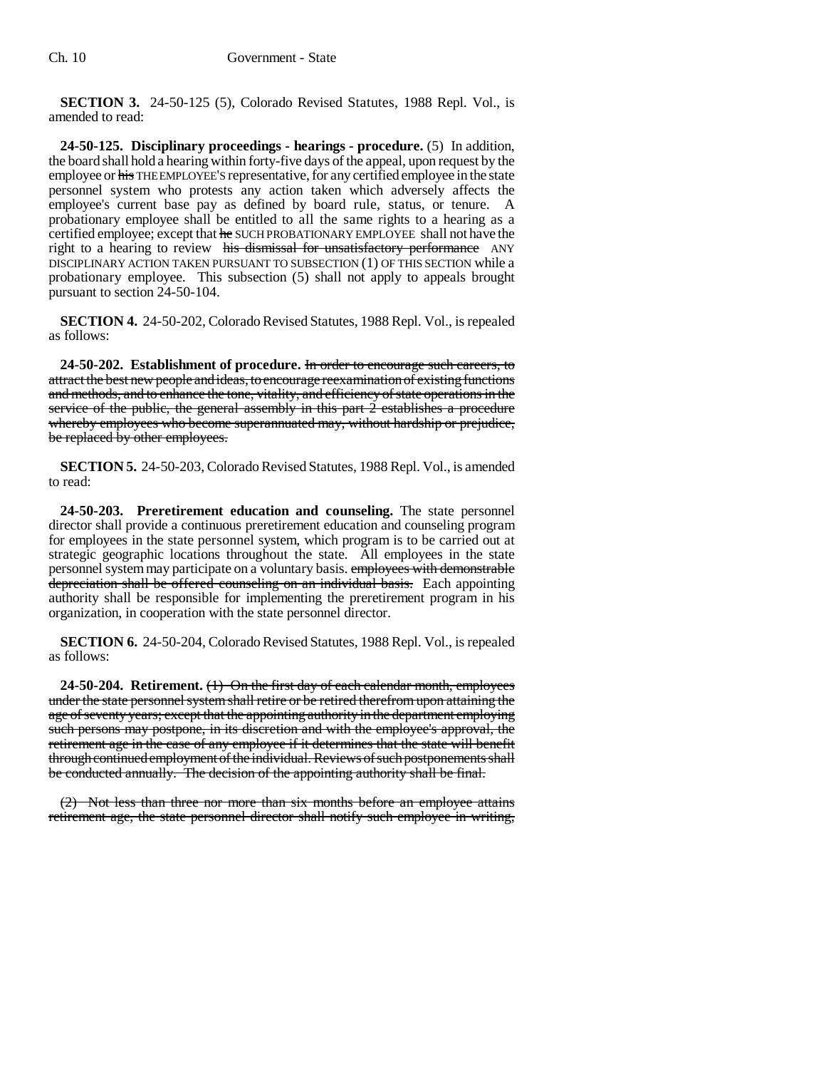**SECTION 3.** 24-50-125 (5), Colorado Revised Statutes, 1988 Repl. Vol., is amended to read:

**24-50-125. Disciplinary proceedings - hearings - procedure.** (5) In addition, the board shall hold a hearing within forty-five days of the appeal, upon request by the employee or ~~his~~ THE EMPLOYEE'S representative, for any certified employee in the state personnel system who protests any action taken which adversely affects the employee's current base pay as defined by board rule, status, or tenure. A probationary employee shall be entitled to all the same rights to a hearing as a certified employee; except that ~~he~~ SUCH PROBATIONARY EMPLOYEE shall not have the right to a hearing to review ~~his dismissal for unsatisfactory performance~~ ANY DISCIPLINARY ACTION TAKEN PURSUANT TO SUBSECTION (1) OF THIS SECTION while a probationary employee. This subsection (5) shall not apply to appeals brought pursuant to section 24-50-104.

**SECTION 4.** 24-50-202, Colorado Revised Statutes, 1988 Repl. Vol., is repealed as follows:

**24-50-202. Establishment of procedure.** ~~In order to encourage such careers, to attract the best new people and ideas, to encourage reexamination of existing functions and methods, and to enhance the tone, vitality, and efficiency of state operations in the service of the public, the general assembly in this part 2 establishes a procedure whereby employees who become superannuated may, without hardship or prejudice, be replaced by other employees.~~

**SECTION 5.** 24-50-203, Colorado Revised Statutes, 1988 Repl. Vol., is amended to read:

**24-50-203. Preretirement education and counseling.** The state personnel director shall provide a continuous preretirement education and counseling program for employees in the state personnel system, which program is to be carried out at strategic geographic locations throughout the state. All employees in the state personnel system may participate on a voluntary basis. ~~employees with demonstrable depreciation shall be offered counseling on an individual basis.~~ Each appointing authority shall be responsible for implementing the preretirement program in his organization, in cooperation with the state personnel director.

**SECTION 6.** 24-50-204, Colorado Revised Statutes, 1988 Repl. Vol., is repealed as follows:

**24-50-204. Retirement.** ~~(1) On the first day of each calendar month, employees under the state personnel system shall retire or be retired therefrom upon attaining the age of seventy years; except that the appointing authority in the department employing such persons may postpone, in its discretion and with the employee's approval, the retirement age in the case of any employee if it determines that the state will benefit through continued employment of the individual. Reviews of such postponements shall be conducted annually. The decision of the appointing authority shall be final.~~

~~(2) Not less than three nor more than six months before an employee attains retirement age, the state personnel director shall notify such employee in writing,~~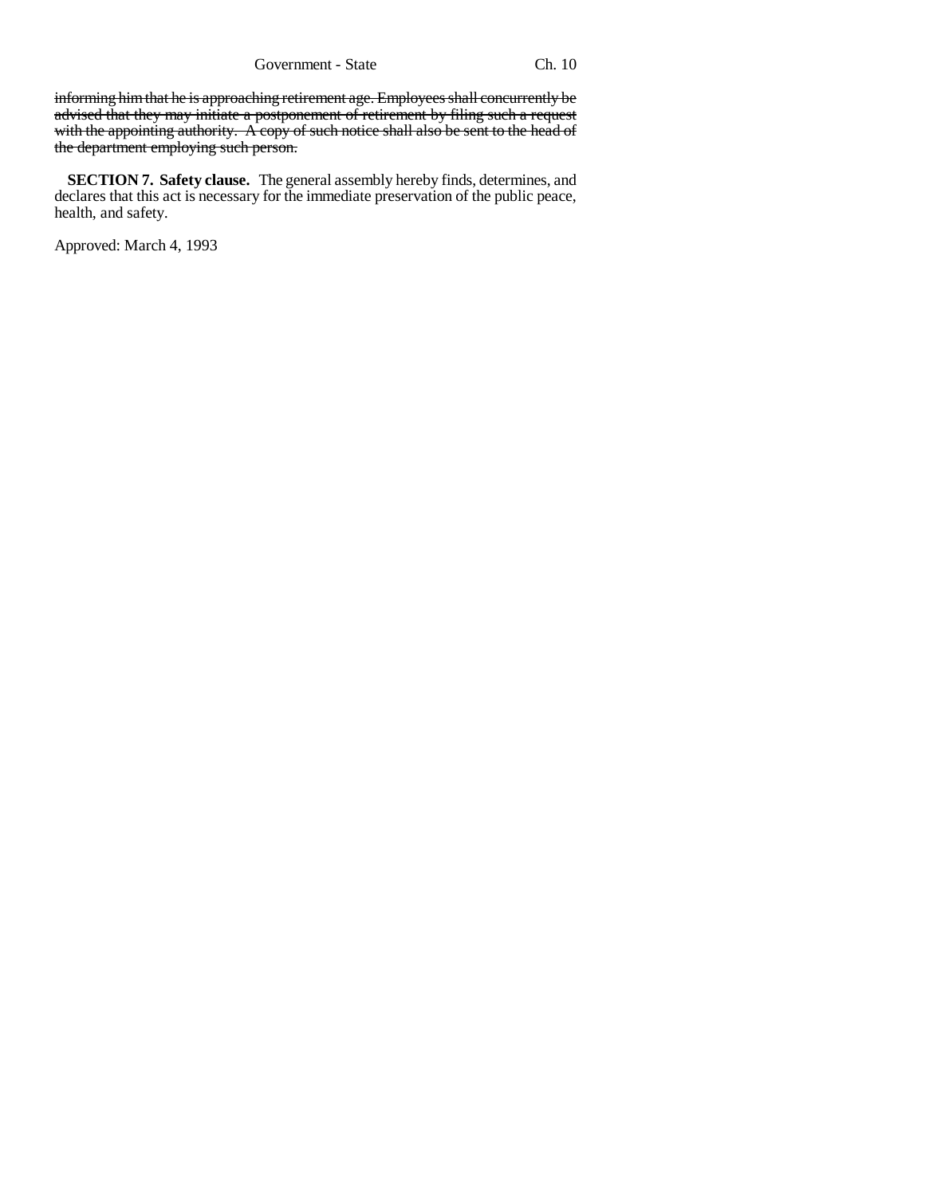~~informing him that he is approaching retirement age. Employees shall concurrently be advised that they may initiate a postponement of retirement by filing such a request with the appointing authority. A copy of such notice shall also be sent to the head of the department employing such person.~~

**SECTION 7. Safety clause.** The general assembly hereby finds, determines, and declares that this act is necessary for the immediate preservation of the public peace, health, and safety.

Approved: March 4, 1993